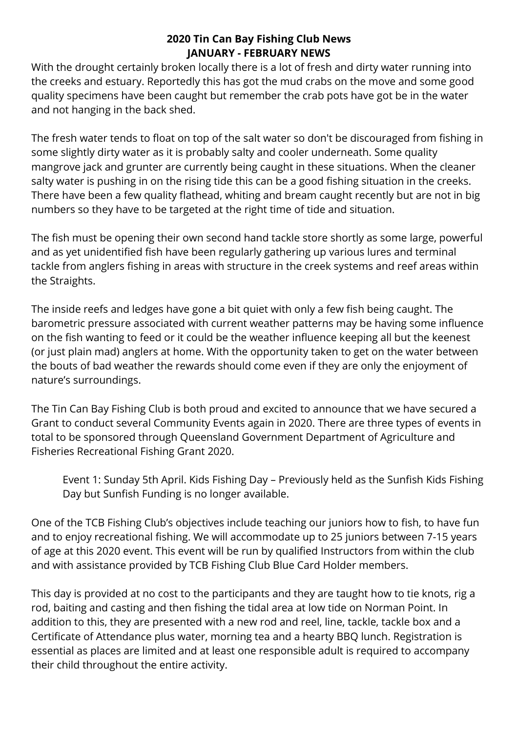**2020 Tin Can Bay Fishing Club News**
**JANUARY - FEBRUARY NEWS**

With the drought certainly broken locally there is a lot of fresh and dirty water running into the creeks and estuary. Reportedly this has got the mud crabs on the move and some good quality specimens have been caught but remember the crab pots have got be in the water and not hanging in the back shed.

The fresh water tends to float on top of the salt water so don't be discouraged from fishing in some slightly dirty water as it is probably salty and cooler underneath. Some quality mangrove jack and grunter are currently being caught in these situations. When the cleaner salty water is pushing in on the rising tide this can be a good fishing situation in the creeks. There have been a few quality flathead, whiting and bream caught recently but are not in big numbers so they have to be targeted at the right time of tide and situation.

The fish must be opening their own second hand tackle store shortly as some large, powerful and as yet unidentified fish have been regularly gathering up various lures and terminal tackle from anglers fishing in areas with structure in the creek systems and reef areas within the Straights.

The inside reefs and ledges have gone a bit quiet with only a few fish being caught. The barometric pressure associated with current weather patterns may be having some influence on the fish wanting to feed or it could be the weather influence keeping all but the keenest (or just plain mad) anglers at home. With the opportunity taken to get on the water between the bouts of bad weather the rewards should come even if they are only the enjoyment of nature's surroundings.

The Tin Can Bay Fishing Club is both proud and excited to announce that we have secured a Grant to conduct several Community Events again in 2020. There are three types of events in total to be sponsored through Queensland Government Department of Agriculture and Fisheries Recreational Fishing Grant 2020.

> Event 1: Sunday 5th April. Kids Fishing Day – Previously held as the Sunfish Kids Fishing Day but Sunfish Funding is no longer available.

One of the TCB Fishing Club's objectives include teaching our juniors how to fish, to have fun and to enjoy recreational fishing. We will accommodate up to 25 juniors between 7-15 years of age at this 2020 event. This event will be run by qualified Instructors from within the club and with assistance provided by TCB Fishing Club Blue Card Holder members.

This day is provided at no cost to the participants and they are taught how to tie knots, rig a rod, baiting and casting and then fishing the tidal area at low tide on Norman Point. In addition to this, they are presented with a new rod and reel, line, tackle, tackle box and a Certificate of Attendance plus water, morning tea and a hearty BBQ lunch. Registration is essential as places are limited and at least one responsible adult is required to accompany their child throughout the entire activity.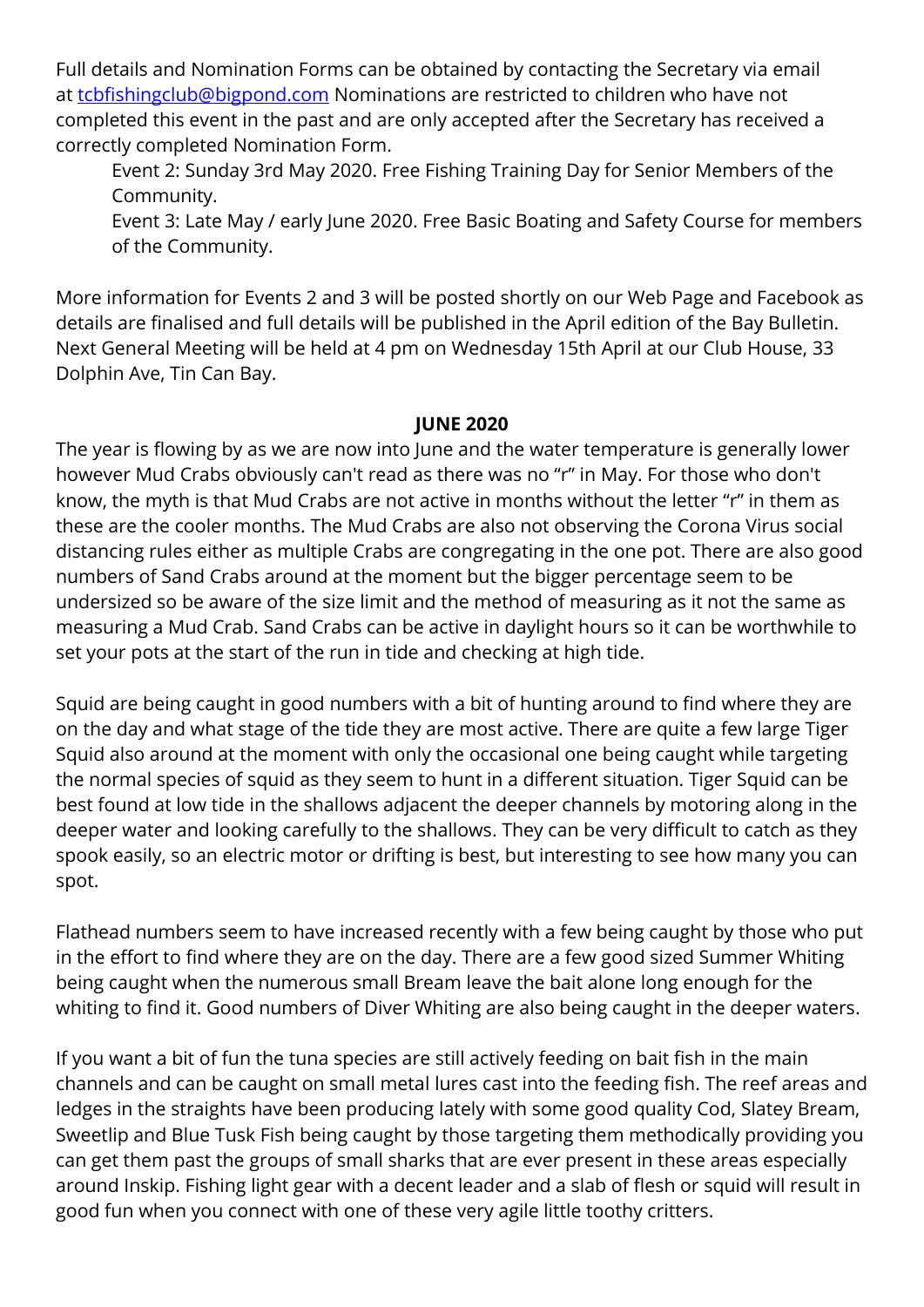Full details and Nomination Forms can be obtained by contacting the Secretary via email at [tcbfishingclub@bigpond.com](mailto:tcbfishingclub@bigpond.com) Nominations are restricted to children who have not completed this event in the past and are only accepted after the Secretary has received a correctly completed Nomination Form.

Event 2: Sunday 3rd May 2020. Free Fishing Training Day for Senior Members of the Community.

Event 3: Late May / early June 2020. Free Basic Boating and Safety Course for members of the Community.

More information for Events 2 and 3 will be posted shortly on our Web Page and Facebook as details are finalised and full details will be published in the April edition of the Bay Bulletin. Next General Meeting will be held at 4 pm on Wednesday 15th April at our Club House, 33 Dolphin Ave, Tin Can Bay.

## JUNE 2020

The year is flowing by as we are now into June and the water temperature is generally lower however Mud Crabs obviously can't read as there was no "r" in May. For those who don't know, the myth is that Mud Crabs are not active in months without the letter "r" in them as these are the cooler months. The Mud Crabs are also not observing the Corona Virus social distancing rules either as multiple Crabs are congregating in the one pot. There are also good numbers of Sand Crabs around at the moment but the bigger percentage seem to be undersized so be aware of the size limit and the method of measuring as it not the same as measuring a Mud Crab. Sand Crabs can be active in daylight hours so it can be worthwhile to set your pots at the start of the run in tide and checking at high tide.

Squid are being caught in good numbers with a bit of hunting around to find where they are on the day and what stage of the tide they are most active. There are quite a few large Tiger Squid also around at the moment with only the occasional one being caught while targeting the normal species of squid as they seem to hunt in a different situation. Tiger Squid can be best found at low tide in the shallows adjacent the deeper channels by motoring along in the deeper water and looking carefully to the shallows. They can be very difficult to catch as they spook easily, so an electric motor or drifting is best, but interesting to see how many you can spot.

Flathead numbers seem to have increased recently with a few being caught by those who put in the effort to find where they are on the day. There are a few good sized Summer Whiting being caught when the numerous small Bream leave the bait alone long enough for the whiting to find it. Good numbers of Diver Whiting are also being caught in the deeper waters.

If you want a bit of fun the tuna species are still actively feeding on bait fish in the main channels and can be caught on small metal lures cast into the feeding fish. The reef areas and ledges in the straights have been producing lately with some good quality Cod, Slatey Bream, Sweetlip and Blue Tusk Fish being caught by those targeting them methodically providing you can get them past the groups of small sharks that are ever present in these areas especially around Inskip. Fishing light gear with a decent leader and a slab of flesh or squid will result in good fun when you connect with one of these very agile little toothy critters.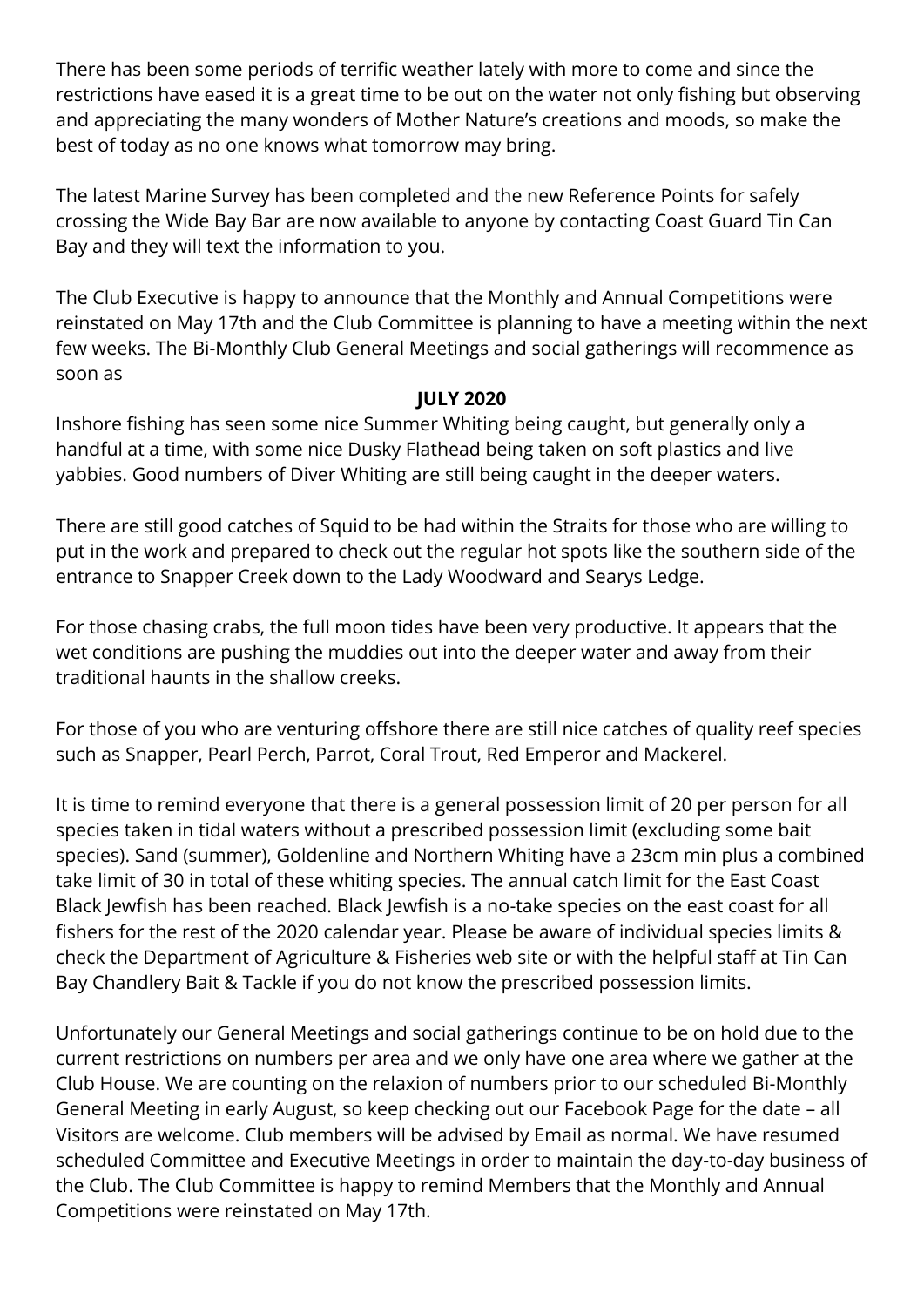There has been some periods of terrific weather lately with more to come and since the restrictions have eased it is a great time to be out on the water not only fishing but observing and appreciating the many wonders of Mother Nature's creations and moods, so make the best of today as no one knows what tomorrow may bring.

The latest Marine Survey has been completed and the new Reference Points for safely crossing the Wide Bay Bar are now available to anyone by contacting Coast Guard Tin Can Bay and they will text the information to you.

The Club Executive is happy to announce that the Monthly and Annual Competitions were reinstated on May 17th and the Club Committee is planning to have a meeting within the next few weeks. The Bi-Monthly Club General Meetings and social gatherings will recommence as soon as

## JULY 2020

Inshore fishing has seen some nice Summer Whiting being caught, but generally only a handful at a time, with some nice Dusky Flathead being taken on soft plastics and live yabbies. Good numbers of Diver Whiting are still being caught in the deeper waters.

There are still good catches of Squid to be had within the Straits for those who are willing to put in the work and prepared to check out the regular hot spots like the southern side of the entrance to Snapper Creek down to the Lady Woodward and Searys Ledge.

For those chasing crabs, the full moon tides have been very productive. It appears that the wet conditions are pushing the muddies out into the deeper water and away from their traditional haunts in the shallow creeks.

For those of you who are venturing offshore there are still nice catches of quality reef species such as Snapper, Pearl Perch, Parrot, Coral Trout, Red Emperor and Mackerel.

It is time to remind everyone that there is a general possession limit of 20 per person for all species taken in tidal waters without a prescribed possession limit (excluding some bait species). Sand (summer), Goldenline and Northern Whiting have a 23cm min plus a combined take limit of 30 in total of these whiting species. The annual catch limit for the East Coast Black Jewfish has been reached. Black Jewfish is a no-take species on the east coast for all fishers for the rest of the 2020 calendar year. Please be aware of individual species limits & check the Department of Agriculture & Fisheries web site or with the helpful staff at Tin Can Bay Chandlery Bait & Tackle if you do not know the prescribed possession limits.

Unfortunately our General Meetings and social gatherings continue to be on hold due to the current restrictions on numbers per area and we only have one area where we gather at the Club House. We are counting on the relaxion of numbers prior to our scheduled Bi-Monthly General Meeting in early August, so keep checking out our Facebook Page for the date – all Visitors are welcome. Club members will be advised by Email as normal. We have resumed scheduled Committee and Executive Meetings in order to maintain the day-to-day business of the Club. The Club Committee is happy to remind Members that the Monthly and Annual Competitions were reinstated on May 17th.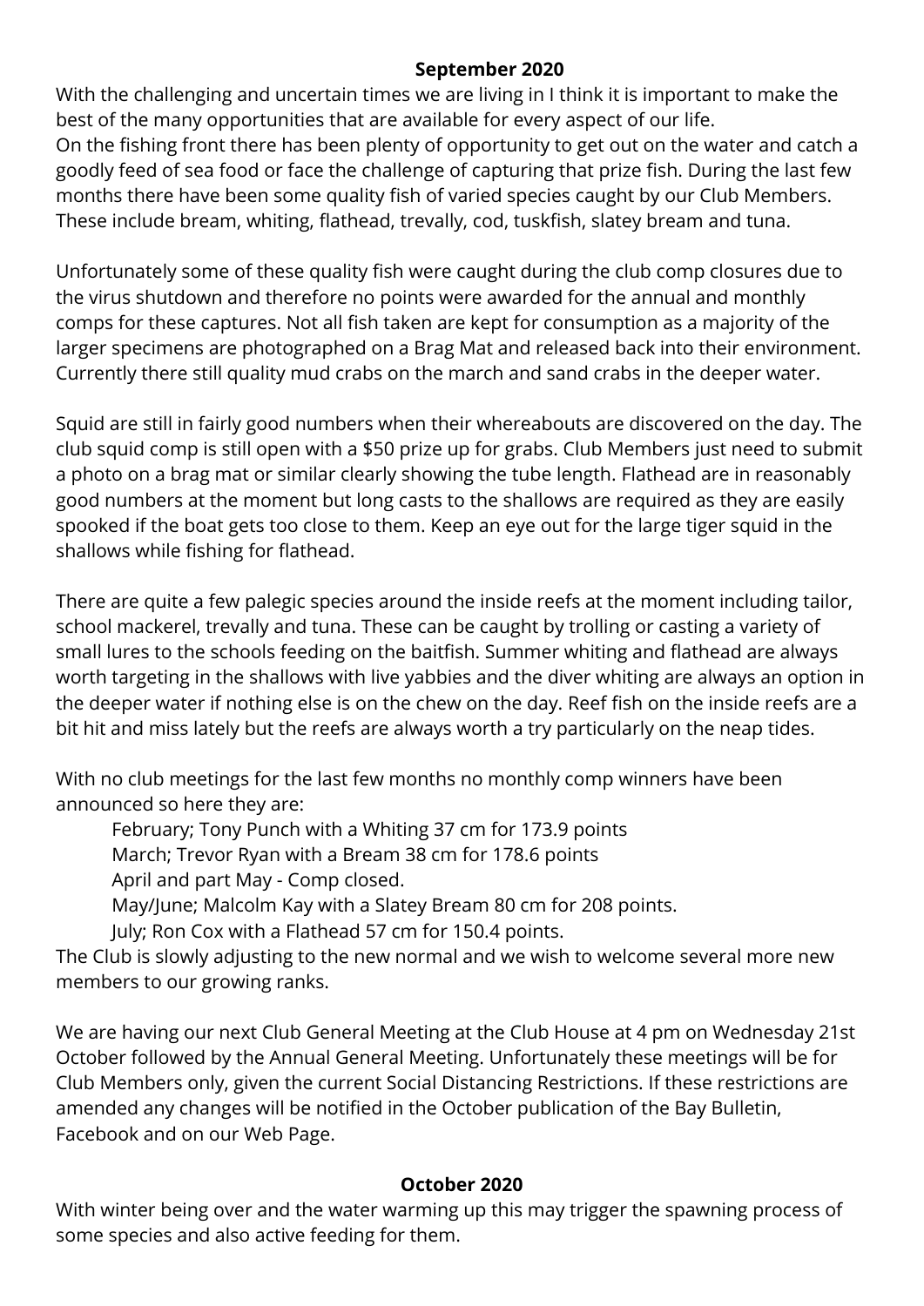## September 2020

With the challenging and uncertain times we are living in I think it is important to make the best of the many opportunities that are available for every aspect of our life.
On the fishing front there has been plenty of opportunity to get out on the water and catch a goodly feed of sea food or face the challenge of capturing that prize fish. During the last few months there have been some quality fish of varied species caught by our Club Members. These include bream, whiting, flathead, trevally, cod, tuskfish, slatey bream and tuna.

Unfortunately some of these quality fish were caught during the club comp closures due to the virus shutdown and therefore no points were awarded for the annual and monthly comps for these captures. Not all fish taken are kept for consumption as a majority of the larger specimens are photographed on a Brag Mat and released back into their environment. Currently there still quality mud crabs on the march and sand crabs in the deeper water.

Squid are still in fairly good numbers when their whereabouts are discovered on the day. The club squid comp is still open with a $50 prize up for grabs. Club Members just need to submit a photo on a brag mat or similar clearly showing the tube length. Flathead are in reasonably good numbers at the moment but long casts to the shallows are required as they are easily spooked if the boat gets too close to them. Keep an eye out for the large tiger squid in the shallows while fishing for flathead.

There are quite a few palegic species around the inside reefs at the moment including tailor, school mackerel, trevally and tuna. These can be caught by trolling or casting a variety of small lures to the schools feeding on the baitfish. Summer whiting and flathead are always worth targeting in the shallows with live yabbies and the diver whiting are always an option in the deeper water if nothing else is on the chew on the day. Reef fish on the inside reefs are a bit hit and miss lately but the reefs are always worth a try particularly on the neap tides.

With no club meetings for the last few months no monthly comp winners have been announced so here they are:

- February; Tony Punch with a Whiting 37 cm for 173.9 points
- March; Trevor Ryan with a Bream 38 cm for 178.6 points
- April and part May - Comp closed.
- May/June; Malcolm Kay with a Slatey Bream 80 cm for 208 points.
- July; Ron Cox with a Flathead 57 cm for 150.4 points.

The Club is slowly adjusting to the new normal and we wish to welcome several more new members to our growing ranks.

We are having our next Club General Meeting at the Club House at 4 pm on Wednesday 21st October followed by the Annual General Meeting. Unfortunately these meetings will be for Club Members only, given the current Social Distancing Restrictions. If these restrictions are amended any changes will be notified in the October publication of the Bay Bulletin, Facebook and on our Web Page.

## October 2020

With winter being over and the water warming up this may trigger the spawning process of some species and also active feeding for them.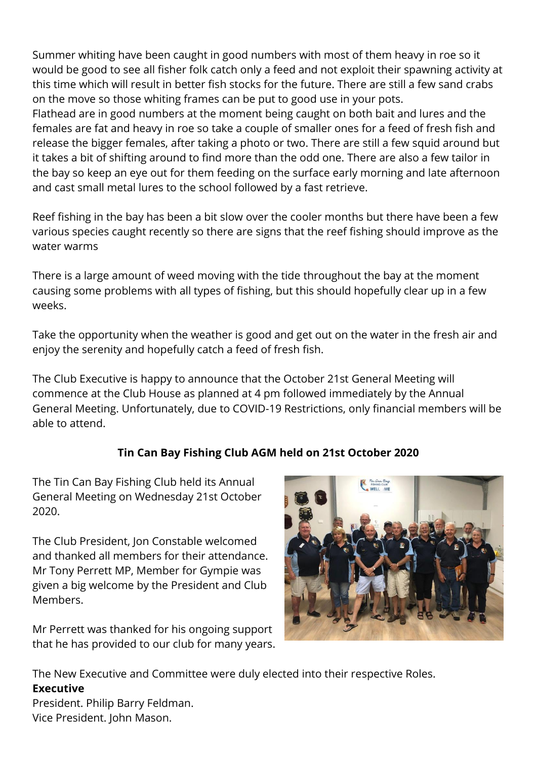Summer whiting have been caught in good numbers with most of them heavy in roe so it would be good to see all fisher folk catch only a feed and not exploit their spawning activity at this time which will result in better fish stocks for the future. There are still a few sand crabs on the move so those whiting frames can be put to good use in your pots.
Flathead are in good numbers at the moment being caught on both bait and lures and the females are fat and heavy in roe so take a couple of smaller ones for a feed of fresh fish and release the bigger females, after taking a photo or two. There are still a few squid around but it takes a bit of shifting around to find more than the odd one. There are also a few tailor in the bay so keep an eye out for them feeding on the surface early morning and late afternoon and cast small metal lures to the school followed by a fast retrieve.

Reef fishing in the bay has been a bit slow over the cooler months but there have been a few various species caught recently so there are signs that the reef fishing should improve as the water warms

There is a large amount of weed moving with the tide throughout the bay at the moment causing some problems with all types of fishing, but this should hopefully clear up in a few weeks.

Take the opportunity when the weather is good and get out on the water in the fresh air and enjoy the serenity and hopefully catch a feed of fresh fish.

The Club Executive is happy to announce that the October 21st General Meeting will commence at the Club House as planned at 4 pm followed immediately by the Annual General Meeting. Unfortunately, due to COVID-19 Restrictions, only financial members will be able to attend.

## Tin Can Bay Fishing Club AGM held on 21st October 2020

The Tin Can Bay Fishing Club held its Annual General Meeting on Wednesday 21st October 2020.

The Club President, Jon Constable welcomed and thanked all members for their attendance. Mr Tony Perrett MP, Member for Gympie was given a big welcome by the President and Club Members.

Mr Perrett was thanked for his ongoing support that he has provided to our club for many years.

The New Executive and Committee were duly elected into their respective Roles.

**Executive**

President. Philip Barry Feldman.
Vice President. John Mason.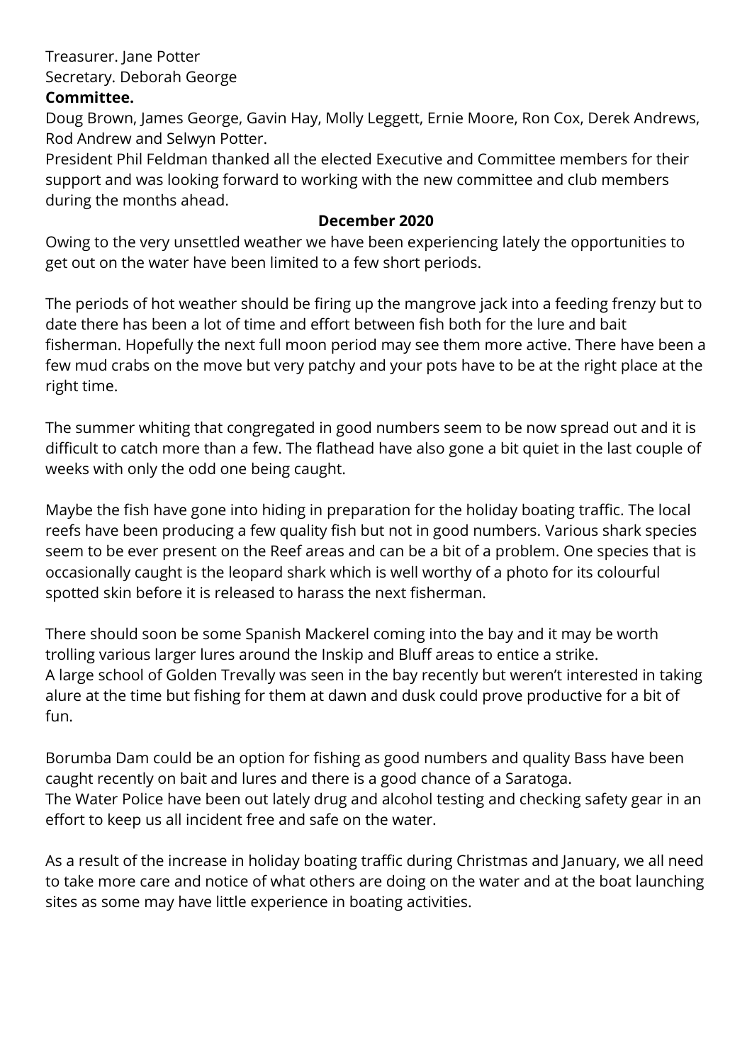Treasurer. Jane Potter
Secretary. Deborah George

**Committee.**

Doug Brown, James George, Gavin Hay, Molly Leggett, Ernie Moore, Ron Cox, Derek Andrews, Rod Andrew and Selwyn Potter.

President Phil Feldman thanked all the elected Executive and Committee members for their support and was looking forward to working with the new committee and club members during the months ahead.

**December 2020**

Owing to the very unsettled weather we have been experiencing lately the opportunities to get out on the water have been limited to a few short periods.

The periods of hot weather should be firing up the mangrove jack into a feeding frenzy but to date there has been a lot of time and effort between fish both for the lure and bait fisherman. Hopefully the next full moon period may see them more active. There have been a few mud crabs on the move but very patchy and your pots have to be at the right place at the right time.

The summer whiting that congregated in good numbers seem to be now spread out and it is difficult to catch more than a few. The flathead have also gone a bit quiet in the last couple of weeks with only the odd one being caught.

Maybe the fish have gone into hiding in preparation for the holiday boating traffic. The local reefs have been producing a few quality fish but not in good numbers. Various shark species seem to be ever present on the Reef areas and can be a bit of a problem. One species that is occasionally caught is the leopard shark which is well worthy of a photo for its colourful spotted skin before it is released to harass the next fisherman.

There should soon be some Spanish Mackerel coming into the bay and it may be worth trolling various larger lures around the Inskip and Bluff areas to entice a strike.
A large school of Golden Trevally was seen in the bay recently but weren't interested in taking alure at the time but fishing for them at dawn and dusk could prove productive for a bit of fun.

Borumba Dam could be an option for fishing as good numbers and quality Bass have been caught recently on bait and lures and there is a good chance of a Saratoga.
The Water Police have been out lately drug and alcohol testing and checking safety gear in an effort to keep us all incident free and safe on the water.

As a result of the increase in holiday boating traffic during Christmas and January, we all need to take more care and notice of what others are doing on the water and at the boat launching sites as some may have little experience in boating activities.